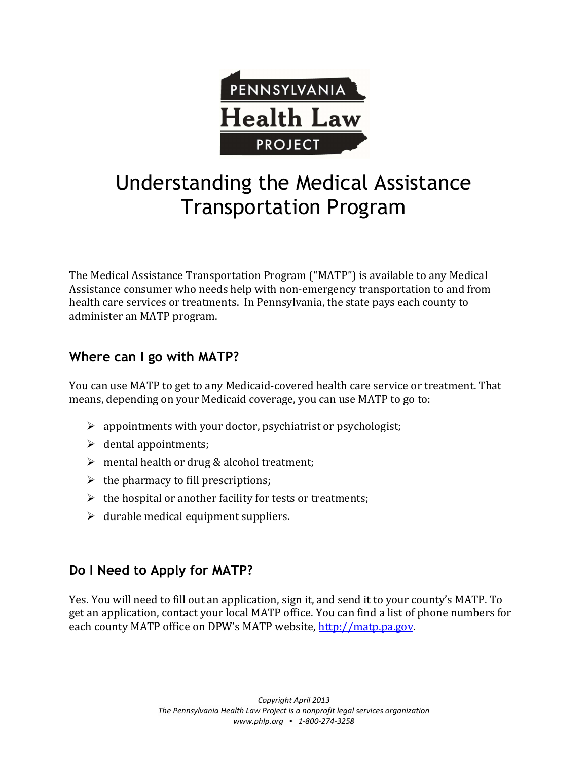PENNSYLVANIA
Health Law
PROJECT

# Understanding the Medical Assistance Transportation Program

The Medical Assistance Transportation Program ("MATP") is available to any Medical Assistance consumer who needs help with non-emergency transportation to and from health care services or treatments. In Pennsylvania, the state pays each county to administer an MATP program.

## Where can I go with MATP?

You can use MATP to get to any Medicaid-covered health care service or treatment. That means, depending on your Medicaid coverage, you can use MATP to go to:

- appointments with your doctor, psychiatrist or psychologist;
- dental appointments;
- mental health or drug & alcohol treatment;
- the pharmacy to fill prescriptions;
- the hospital or another facility for tests or treatments;
- durable medical equipment suppliers.

## Do I Need to Apply for MATP?

Yes. You will need to fill out an application, sign it, and send it to your county's MATP. To get an application, contact your local MATP office. You can find a list of phone numbers for each county MATP office on DPW's MATP website, [http://matp.pa.gov](http://matp.pa.gov).

*Copyright April 2013*
*The Pennsylvania Health Law Project is a nonprofit legal services organization*
*www.phlp.org ▪ 1-800-274-3258*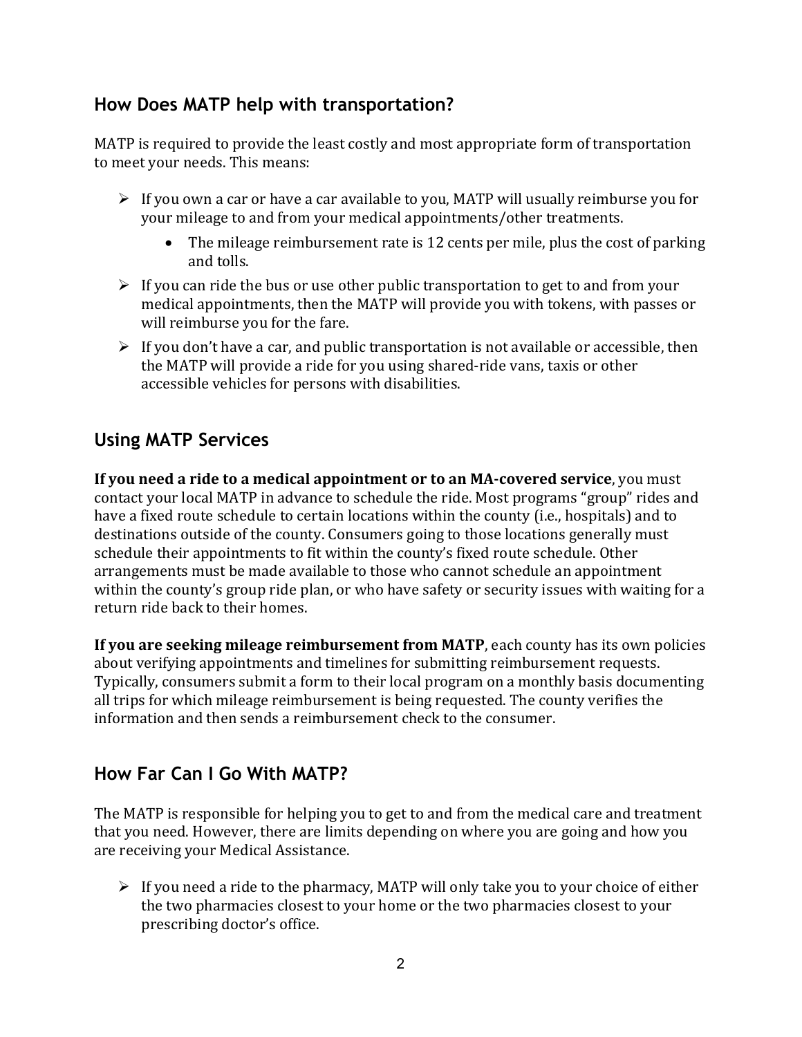## How Does MATP help with transportation?

MATP is required to provide the least costly and most appropriate form of transportation to meet your needs. This means:

- If you own a car or have a car available to you, MATP will usually reimburse you for your mileage to and from your medical appointments/other treatments.
  - The mileage reimbursement rate is 12 cents per mile, plus the cost of parking and tolls.
- If you can ride the bus or use other public transportation to get to and from your medical appointments, then the MATP will provide you with tokens, with passes or will reimburse you for the fare.
- If you don't have a car, and public transportation is not available or accessible, then the MATP will provide a ride for you using shared-ride vans, taxis or other accessible vehicles for persons with disabilities.

## Using MATP Services

**If you need a ride to a medical appointment or to an MA-covered service**, you must contact your local MATP in advance to schedule the ride. Most programs "group" rides and have a fixed route schedule to certain locations within the county (i.e., hospitals) and to destinations outside of the county. Consumers going to those locations generally must schedule their appointments to fit within the county's fixed route schedule. Other arrangements must be made available to those who cannot schedule an appointment within the county's group ride plan, or who have safety or security issues with waiting for a return ride back to their homes.

**If you are seeking mileage reimbursement from MATP**, each county has its own policies about verifying appointments and timelines for submitting reimbursement requests. Typically, consumers submit a form to their local program on a monthly basis documenting all trips for which mileage reimbursement is being requested. The county verifies the information and then sends a reimbursement check to the consumer.

## How Far Can I Go With MATP?

The MATP is responsible for helping you to get to and from the medical care and treatment that you need. However, there are limits depending on where you are going and how you are receiving your Medical Assistance.

- If you need a ride to the pharmacy, MATP will only take you to your choice of either the two pharmacies closest to your home or the two pharmacies closest to your prescribing doctor's office.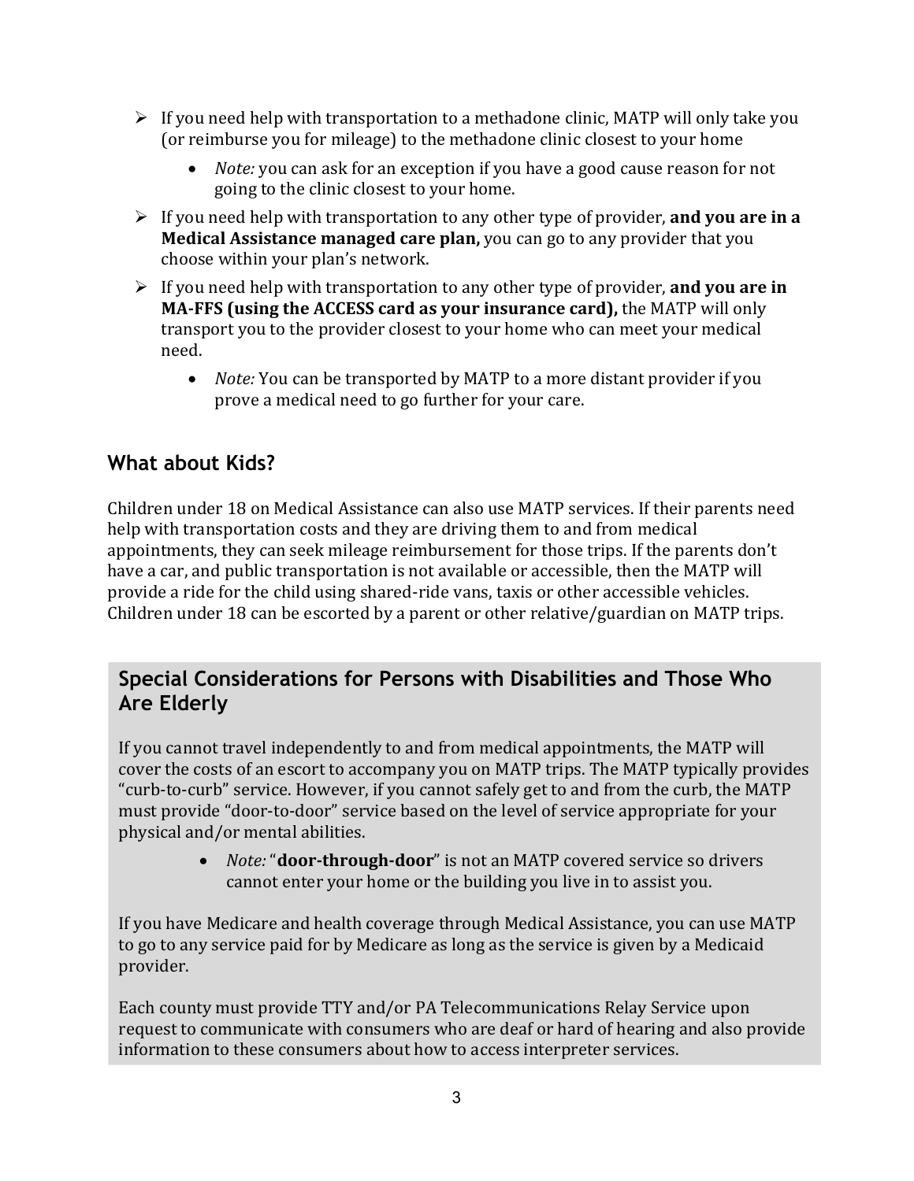- If you need help with transportation to a methadone clinic, MATP will only take you (or reimburse you for mileage) to the methadone clinic closest to your home
    - *Note:* you can ask for an exception if you have a good cause reason for not going to the clinic closest to your home.
- If you need help with transportation to any other type of provider, **and you are in a Medical Assistance managed care plan,** you can go to any provider that you choose within your plan's network.
- If you need help with transportation to any other type of provider, **and you are in MA-FFS (using the ACCESS card as your insurance card),** the MATP will only transport you to the provider closest to your home who can meet your medical need.
    - *Note:* You can be transported by MATP to a more distant provider if you prove a medical need to go further for your care.

## What about Kids?

Children under 18 on Medical Assistance can also use MATP services. If their parents need help with transportation costs and they are driving them to and from medical appointments, they can seek mileage reimbursement for those trips. If the parents don't have a car, and public transportation is not available or accessible, then the MATP will provide a ride for the child using shared-ride vans, taxis or other accessible vehicles. Children under 18 can be escorted by a parent or other relative/guardian on MATP trips.

## Special Considerations for Persons with Disabilities and Those Who Are Elderly

If you cannot travel independently to and from medical appointments, the MATP will cover the costs of an escort to accompany you on MATP trips. The MATP typically provides "curb-to-curb" service. However, if you cannot safely get to and from the curb, the MATP must provide "door-to-door" service based on the level of service appropriate for your physical and/or mental abilities.

- *Note:* "**door-through-door**" is not an MATP covered service so drivers cannot enter your home or the building you live in to assist you.

If you have Medicare and health coverage through Medical Assistance, you can use MATP to go to any service paid for by Medicare as long as the service is given by a Medicaid provider.

Each county must provide TTY and/or PA Telecommunications Relay Service upon request to communicate with consumers who are deaf or hard of hearing and also provide information to these consumers about how to access interpreter services.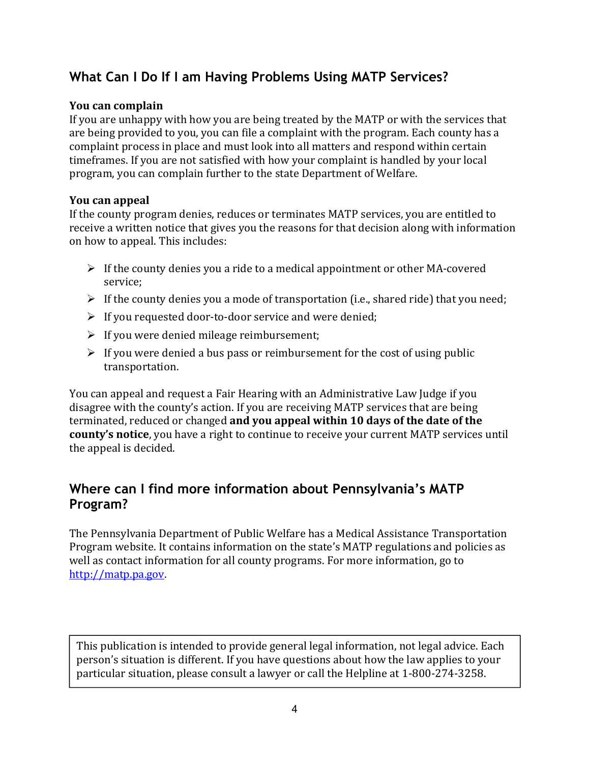## What Can I Do If I am Having Problems Using MATP Services?

**You can complain**

If you are unhappy with how you are being treated by the MATP or with the services that are being provided to you, you can file a complaint with the program. Each county has a complaint process in place and must look into all matters and respond within certain timeframes. If you are not satisfied with how your complaint is handled by your local program, you can complain further to the state Department of Welfare.

**You can appeal**

If the county program denies, reduces or terminates MATP services, you are entitled to receive a written notice that gives you the reasons for that decision along with information on how to appeal. This includes:

- If the county denies you a ride to a medical appointment or other MA-covered service;
- If the county denies you a mode of transportation (i.e., shared ride) that you need;
- If you requested door-to-door service and were denied;
- If you were denied mileage reimbursement;
- If you were denied a bus pass or reimbursement for the cost of using public transportation.

You can appeal and request a Fair Hearing with an Administrative Law Judge if you disagree with the county's action. If you are receiving MATP services that are being terminated, reduced or changed **and you appeal within 10 days of the date of the county's notice**, you have a right to continue to receive your current MATP services until the appeal is decided.

## Where can I find more information about Pennsylvania's MATP Program?

The Pennsylvania Department of Public Welfare has a Medical Assistance Transportation Program website. It contains information on the state's MATP regulations and policies as well as contact information for all county programs. For more information, go to [http://matp.pa.gov](http://matp.pa.gov).

This publication is intended to provide general legal information, not legal advice. Each person's situation is different. If you have questions about how the law applies to your particular situation, please consult a lawyer or call the Helpline at 1-800-274-3258.